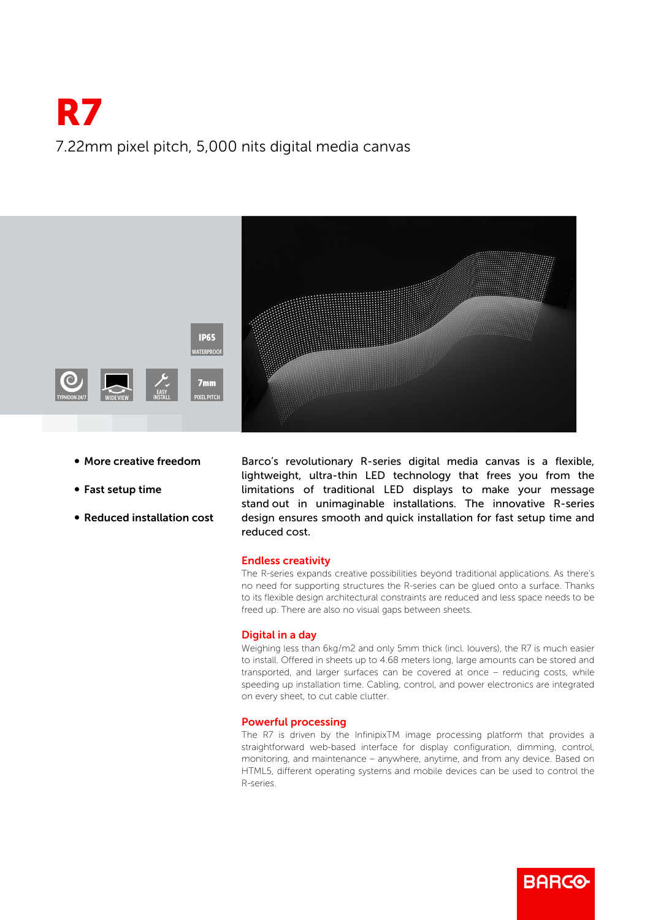# R7

7.22mm pixel pitch, 5,000 nits digital media canvas

IP65 WATERPROOF

TYPHOON 24/7 | WIDE VIEW | EASY INSTALL | 7mm PIXEL PITCH

- **More creative freedom**
- **Fast setup time**
- **Reduced installation cost**

Barco's revolutionary R-series digital media canvas is a flexible, lightweight, ultra-thin LED technology that frees you from the limitations of traditional LED displays to make your message stand out in unimaginable installations. The innovative R-series design ensures smooth and quick installation for fast setup time and reduced cost.

## Endless creativity

The R-series expands creative possibilities beyond traditional applications. As there's no need for supporting structures the R-series can be glued onto a surface. Thanks to its flexible design architectural constraints are reduced and less space needs to be freed up. There are also no visual gaps between sheets.

## Digital in a day

Weighing less than 6kg/m2 and only 5mm thick (incl. louvers), the R7 is much easier to install. Offered in sheets up to 4.68 meters long, large amounts can be stored and transported, and larger surfaces can be covered at once – reducing costs, while speeding up installation time. Cabling, control, and power electronics are integrated on every sheet, to cut cable clutter.

## Powerful processing

The R7 is driven by the InfinipixTM image processing platform that provides a straightforward web-based interface for display configuration, dimming, control, monitoring, and maintenance – anywhere, anytime, and from any device. Based on HTML5, different operating systems and mobile devices can be used to control the R-series.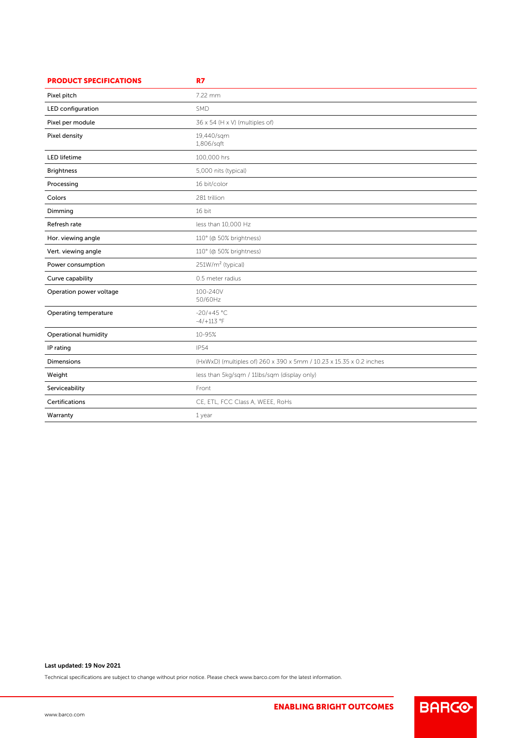| PRODUCT SPECIFICATIONS | R7 |
| --- | --- |
| Pixel pitch | 7.22 mm |
| LED configuration | SMD |
| Pixel per module | 36 x 54 (H x V) (multiples of) |
| Pixel density | 19,440/sqm<br>1,806/sqft |
| LED lifetime | 100,000 hrs |
| Brightness | 5,000 nits (typical) |
| Processing | 16 bit/color |
| Colors | 281 trillion |
| Dimming | 16 bit |
| Refresh rate | less than 10,000 Hz |
| Hor. viewing angle | 110° (@ 50% brightness) |
| Vert. viewing angle | 110° (@ 50% brightness) |
| Power consumption | $251W/m^2$ (typical) |
| Curve capability | 0.5 meter radius |
| Operation power voltage | 100-240V<br>50/60Hz |
| Operating temperature | -20/+45 °C<br>-4/+113 °F |
| Operational humidity | 10-95% |
| IP rating | IP54 |
| Dimensions | (HxWxD) (multiples of) 260 x 390 x 5mm / 10.23 x 15.35 x 0.2 inches |
| Weight | less than 5kg/sqm / 11lbs/sqm (display only) |
| Serviceability | Front |
| Certifications | CE, ETL, FCC Class A, WEEE, RoHs |
| Warranty | 1 year |

**Last updated: 19 Nov 2021**

Technical specifications are subject to change without prior notice. Please check www.barco.com for the latest information.

**ENABLING BRIGHT OUTCOMES**

www.barco.com